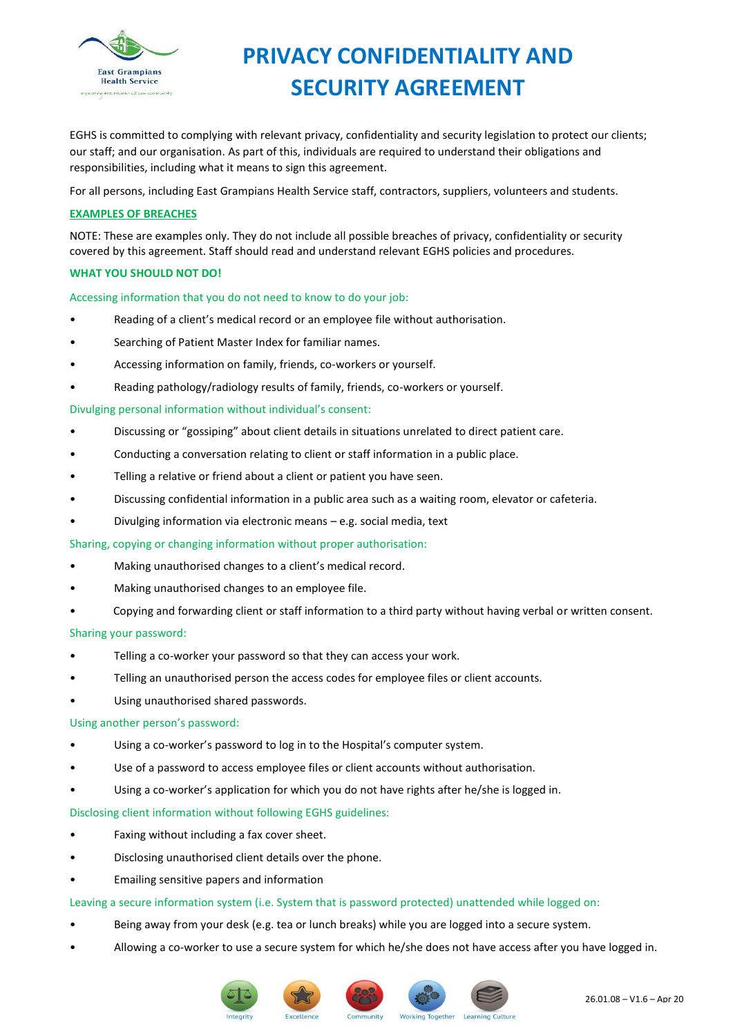# PRIVACY CONFIDENTIALITY AND SECURITY AGREEMENT

EGHS is committed to complying with relevant privacy, confidentiality and security legislation to protect our clients; our staff; and our organisation. As part of this, individuals are required to understand their obligations and responsibilities, including what it means to sign this agreement.

For all persons, including East Grampians Health Service staff, contractors, suppliers, volunteers and students.

## EXAMPLES OF BREACHES

NOTE: These are examples only. They do not include all possible breaches of privacy, confidentiality or security covered by this agreement. Staff should read and understand relevant EGHS policies and procedures.

### WHAT YOU SHOULD NOT DO!

Accessing information that you do not need to know to do your job:

- Reading of a client's medical record or an employee file without authorisation.
- Searching of Patient Master Index for familiar names.
- Accessing information on family, friends, co-workers or yourself.
- Reading pathology/radiology results of family, friends, co-workers or yourself.

Divulging personal information without individual's consent:

- Discussing or "gossiping" about client details in situations unrelated to direct patient care.
- Conducting a conversation relating to client or staff information in a public place.
- Telling a relative or friend about a client or patient you have seen.
- Discussing confidential information in a public area such as a waiting room, elevator or cafeteria.
- Divulging information via electronic means – e.g. social media, text

Sharing, copying or changing information without proper authorisation:

- Making unauthorised changes to a client's medical record.
- Making unauthorised changes to an employee file.
- Copying and forwarding client or staff information to a third party without having verbal or written consent.

Sharing your password:

- Telling a co-worker your password so that they can access your work.
- Telling an unauthorised person the access codes for employee files or client accounts.
- Using unauthorised shared passwords.

Using another person's password:

- Using a co-worker's password to log in to the Hospital's computer system.
- Use of a password to access employee files or client accounts without authorisation.
- Using a co-worker's application for which you do not have rights after he/she is logged in.

Disclosing client information without following EGHS guidelines:

- Faxing without including a fax cover sheet.
- Disclosing unauthorised client details over the phone.
- Emailing sensitive papers and information

Leaving a secure information system (i.e. System that is password protected) unattended while logged on:

- Being away from your desk (e.g. tea or lunch breaks) while you are logged into a secure system.
- Allowing a co-worker to use a secure system for which he/she does not have access after you have logged in.

Integrity Excellence Community Working Together Learning Culture

26.01.08 – V1.6 – Apr 20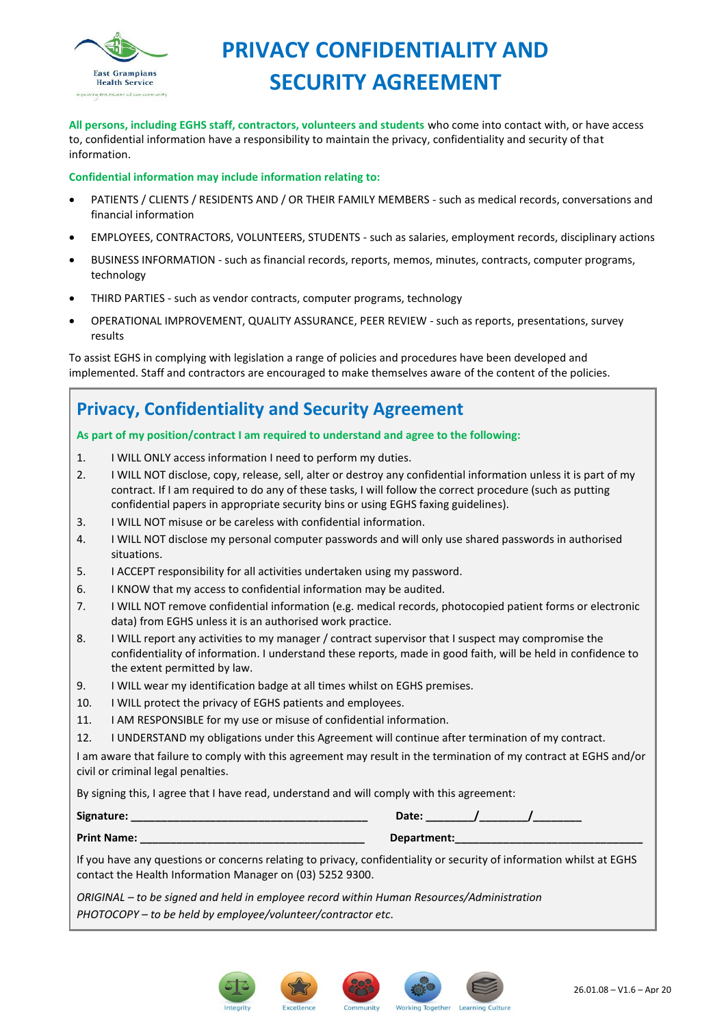# PRIVACY CONFIDENTIALITY AND SECURITY AGREEMENT

**All persons, including EGHS staff, contractors, volunteers and students** who come into contact with, or have access to, confidential information have a responsibility to maintain the privacy, confidentiality and security of that information.

**Confidential information may include information relating to:**

- PATIENTS / CLIENTS / RESIDENTS AND / OR THEIR FAMILY MEMBERS - such as medical records, conversations and financial information
- EMPLOYEES, CONTRACTORS, VOLUNTEERS, STUDENTS - such as salaries, employment records, disciplinary actions
- BUSINESS INFORMATION - such as financial records, reports, memos, minutes, contracts, computer programs, technology
- THIRD PARTIES - such as vendor contracts, computer programs, technology
- OPERATIONAL IMPROVEMENT, QUALITY ASSURANCE, PEER REVIEW - such as reports, presentations, survey results

To assist EGHS in complying with legislation a range of policies and procedures have been developed and implemented. Staff and contractors are encouraged to make themselves aware of the content of the policies.

## Privacy, Confidentiality and Security Agreement

**As part of my position/contract I am required to understand and agree to the following:**

1. I WILL ONLY access information I need to perform my duties.
2. I WILL NOT disclose, copy, release, sell, alter or destroy any confidential information unless it is part of my contract. If I am required to do any of these tasks, I will follow the correct procedure (such as putting confidential papers in appropriate security bins or using EGHS faxing guidelines).
3. I WILL NOT misuse or be careless with confidential information.
4. I WILL NOT disclose my personal computer passwords and will only use shared passwords in authorised situations.
5. I ACCEPT responsibility for all activities undertaken using my password.
6. I KNOW that my access to confidential information may be audited.
7. I WILL NOT remove confidential information (e.g. medical records, photocopied patient forms or electronic data) from EGHS unless it is an authorised work practice.
8. I WILL report any activities to my manager / contract supervisor that I suspect may compromise the confidentiality of information. I understand these reports, made in good faith, will be held in confidence to the extent permitted by law.
9. I WILL wear my identification badge at all times whilst on EGHS premises.
10. I WILL protect the privacy of EGHS patients and employees.
11. I AM RESPONSIBLE for my use or misuse of confidential information.
12. I UNDERSTAND my obligations under this Agreement will continue after termination of my contract.

I am aware that failure to comply with this agreement may result in the termination of my contract at EGHS and/or civil or criminal legal penalties.

By signing this, I agree that I have read, understand and will comply with this agreement:

**Signature:** ________________________________________ **Date:** ________/________/________

**Print Name:** ______________________________________ **Department:**_______________________________

If you have any questions or concerns relating to privacy, confidentiality or security of information whilst at EGHS contact the Health Information Manager on (03) 5252 9300.

*ORIGINAL – to be signed and held in employee record within Human Resources/Administration*

*PHOTOCOPY – to be held by employee/volunteer/contractor etc.*

Integrity Excellence Community Working Together Learning Culture

26.01.08 – V1.6 – Apr 20